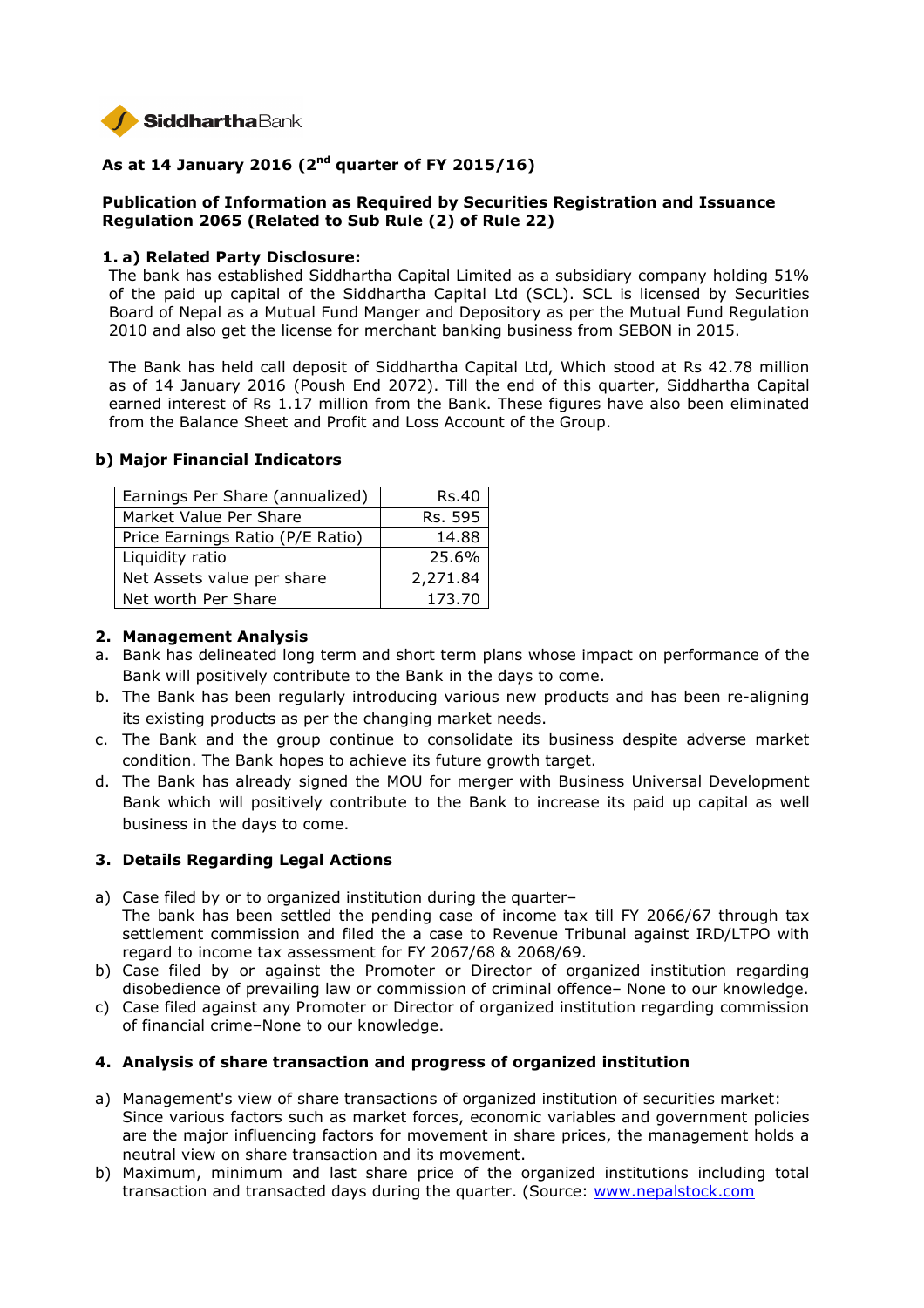SiddharthaBank

**As at 14 January 2016 (2nd quarter of FY 2015/16)**

**Publication of Information as Required by Securities Registration and Issuance Regulation 2065 (Related to Sub Rule (2) of Rule 22)**

**1. a) Related Party Disclosure:**

The bank has established Siddhartha Capital Limited as a subsidiary company holding 51% of the paid up capital of the Siddhartha Capital Ltd (SCL). SCL is licensed by Securities Board of Nepal as a Mutual Fund Manger and Depository as per the Mutual Fund Regulation 2010 and also get the license for merchant banking business from SEBON in 2015.

The Bank has held call deposit of Siddhartha Capital Ltd, Which stood at Rs 42.78 million as of 14 January 2016 (Poush End 2072). Till the end of this quarter, Siddhartha Capital earned interest of Rs 1.17 million from the Bank. These figures have also been eliminated from the Balance Sheet and Profit and Loss Account of the Group.

**b) Major Financial Indicators**

| | |
|---|---|
| Earnings Per Share (annualized) | Rs.40 |
| Market Value Per Share | Rs. 595 |
| Price Earnings Ratio (P/E Ratio) | 14.88 |
| Liquidity ratio | 25.6% |
| Net Assets value per share | 2,271.84 |
| Net worth Per Share | 173.70 |

**2. Management Analysis**

a. Bank has delineated long term and short term plans whose impact on performance of the Bank will positively contribute to the Bank in the days to come.

b. The Bank has been regularly introducing various new products and has been re-aligning its existing products as per the changing market needs.

c. The Bank and the group continue to consolidate its business despite adverse market condition. The Bank hopes to achieve its future growth target.

d. The Bank has already signed the MOU for merger with Business Universal Development Bank which will positively contribute to the Bank to increase its paid up capital as well business in the days to come.

**3. Details Regarding Legal Actions**

a) Case filed by or to organized institution during the quarter–
The bank has been settled the pending case of income tax till FY 2066/67 through tax settlement commission and filed the a case to Revenue Tribunal against IRD/LTPO with regard to income tax assessment for FY 2067/68 & 2068/69.

b) Case filed by or against the Promoter or Director of organized institution regarding disobedience of prevailing law or commission of criminal offence– None to our knowledge.

c) Case filed against any Promoter or Director of organized institution regarding commission of financial crime–None to our knowledge.

**4. Analysis of share transaction and progress of organized institution**

a) Management's view of share transactions of organized institution of securities market:
Since various factors such as market forces, economic variables and government policies are the major influencing factors for movement in share prices, the management holds a neutral view on share transaction and its movement.

b) Maximum, minimum and last share price of the organized institutions including total transaction and transacted days during the quarter. (Source: www.nepalstock.com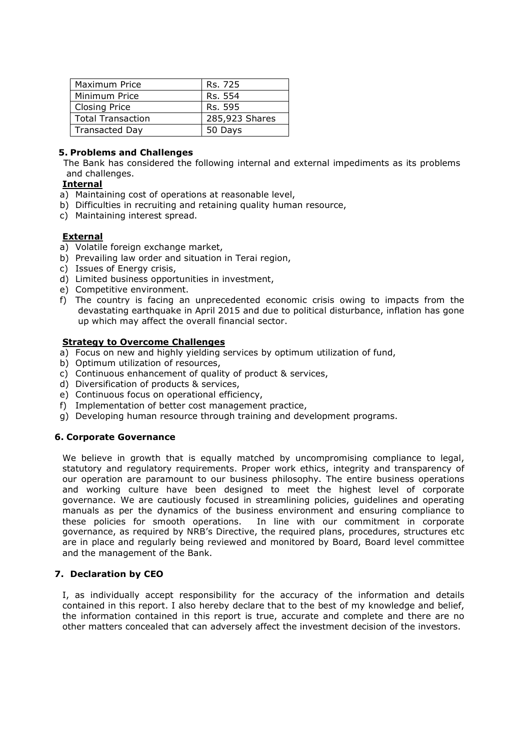| | |
|---|---|
| Maximum Price | Rs. 725 |
| Minimum Price | Rs. 554 |
| Closing Price | Rs. 595 |
| Total Transaction | 285,923 Shares |
| Transacted Day | 50 Days |

### 5. Problems and Challenges

The Bank has considered the following internal and external impediments as its problems and challenges.

**Internal**

a) Maintaining cost of operations at reasonable level,
b) Difficulties in recruiting and retaining quality human resource,
c) Maintaining interest spread.

**External**

a) Volatile foreign exchange market,
b) Prevailing law order and situation in Terai region,
c) Issues of Energy crisis,
d) Limited business opportunities in investment,
e) Competitive environment.
f) The country is facing an unprecedented economic crisis owing to impacts from the devastating earthquake in April 2015 and due to political disturbance, inflation has gone up which may affect the overall financial sector.

**Strategy to Overcome Challenges**

a) Focus on new and highly yielding services by optimum utilization of fund,
b) Optimum utilization of resources,
c) Continuous enhancement of quality of product & services,
d) Diversification of products & services,
e) Continuous focus on operational efficiency,
f) Implementation of better cost management practice,
g) Developing human resource through training and development programs.

### 6. Corporate Governance

We believe in growth that is equally matched by uncompromising compliance to legal, statutory and regulatory requirements. Proper work ethics, integrity and transparency of our operation are paramount to our business philosophy. The entire business operations and working culture have been designed to meet the highest level of corporate governance. We are cautiously focused in streamlining policies, guidelines and operating manuals as per the dynamics of the business environment and ensuring compliance to these policies for smooth operations. In line with our commitment in corporate governance, as required by NRB's Directive, the required plans, procedures, structures etc are in place and regularly being reviewed and monitored by Board, Board level committee and the management of the Bank.

### 7. Declaration by CEO

I, as individually accept responsibility for the accuracy of the information and details contained in this report. I also hereby declare that to the best of my knowledge and belief, the information contained in this report is true, accurate and complete and there are no other matters concealed that can adversely affect the investment decision of the investors.